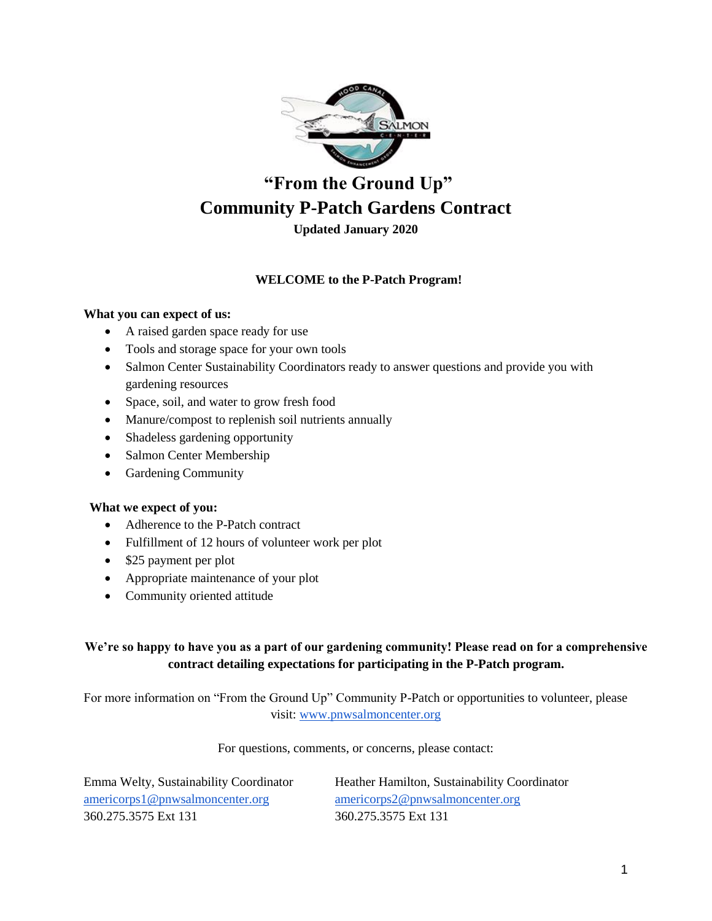# "From the Ground Up"
# Community P-Patch Gardens Contract

**Updated January 2020**

**WELCOME to the P-Patch Program!**

**What you can expect of us:**

- A raised garden space ready for use
- Tools and storage space for your own tools
- Salmon Center Sustainability Coordinators ready to answer questions and provide you with gardening resources
- Space, soil, and water to grow fresh food
- Manure/compost to replenish soil nutrients annually
- Shadeless gardening opportunity
- Salmon Center Membership
- Gardening Community

**What we expect of you:**

- Adherence to the P-Patch contract
- Fulfillment of 12 hours of volunteer work per plot
- $25 payment per plot
- Appropriate maintenance of your plot
- Community oriented attitude

**We're so happy to have you as a part of our gardening community! Please read on for a comprehensive contract detailing expectations for participating in the P-Patch program.**

For more information on "From the Ground Up" Community P-Patch or opportunities to volunteer, please visit: www.pnwsalmoncenter.org

For questions, comments, or concerns, please contact:

Emma Welty, Sustainability Coordinator
americorps1@pnwsalmoncenter.org
360.275.3575 Ext 131

Heather Hamilton, Sustainability Coordinator
americorps2@pnwsalmoncenter.org
360.275.3575 Ext 131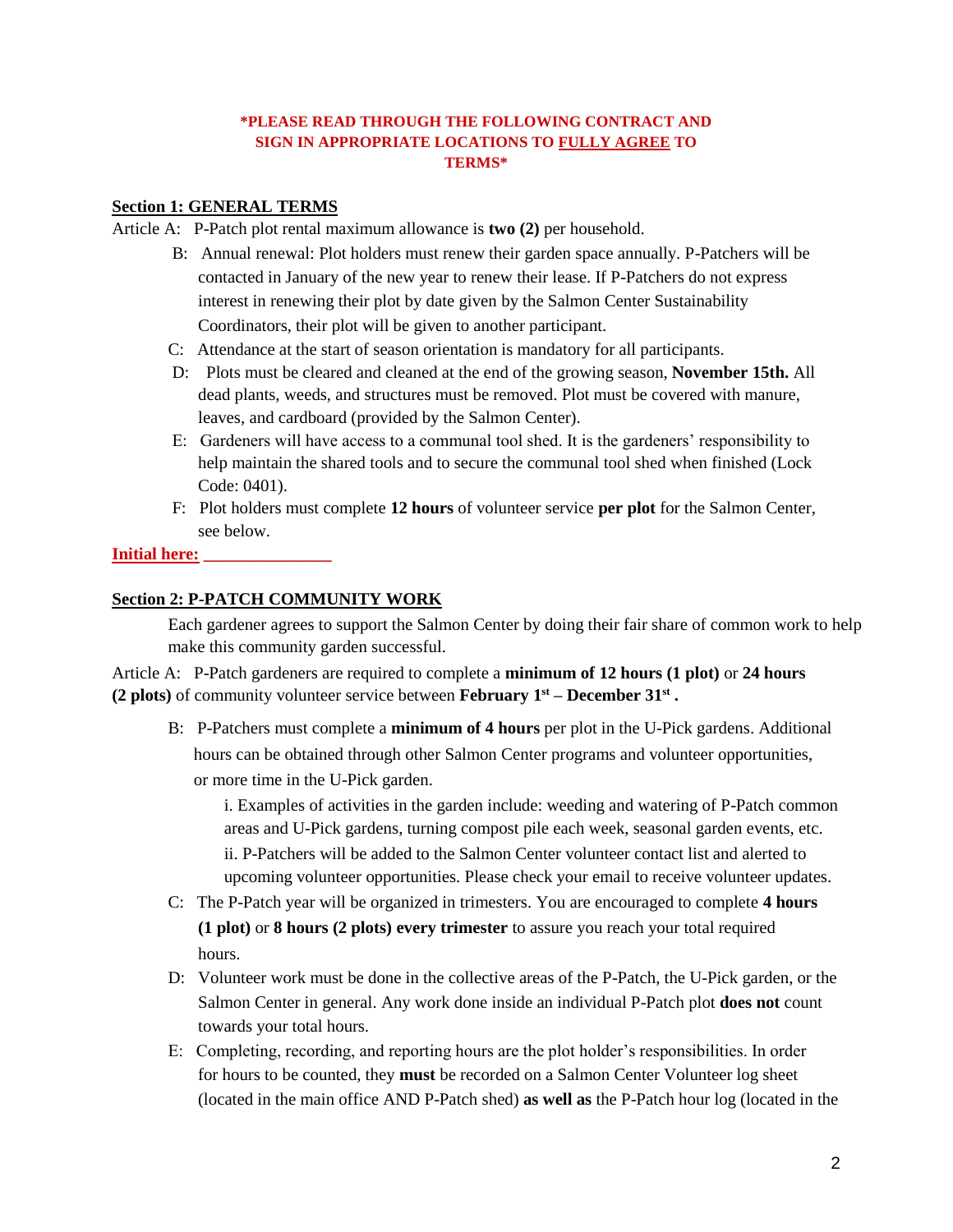**\*PLEASE READ THROUGH THE FOLLOWING CONTRACT AND SIGN IN APPROPRIATE LOCATIONS TO FULLY AGREE TO TERMS\***

**Section 1: GENERAL TERMS**

Article A: P-Patch plot rental maximum allowance is **two (2)** per household.

B: Annual renewal: Plot holders must renew their garden space annually. P-Patchers will be contacted in January of the new year to renew their lease. If P-Patchers do not express interest in renewing their plot by date given by the Salmon Center Sustainability Coordinators, their plot will be given to another participant.

C: Attendance at the start of season orientation is mandatory for all participants.

D: Plots must be cleared and cleaned at the end of the growing season, **November 15th.** All dead plants, weeds, and structures must be removed. Plot must be covered with manure, leaves, and cardboard (provided by the Salmon Center).

E: Gardeners will have access to a communal tool shed. It is the gardeners' responsibility to help maintain the shared tools and to secure the communal tool shed when finished (Lock Code: 0401).

F: Plot holders must complete **12 hours** of volunteer service **per plot** for the Salmon Center, see below.

**Initial here: _______________**

**Section 2: P-PATCH COMMUNITY WORK**

Each gardener agrees to support the Salmon Center by doing their fair share of common work to help make this community garden successful.

Article A: P-Patch gardeners are required to complete a **minimum of 12 hours (1 plot)** or **24 hours (2 plots)** of community volunteer service between **February 1st – December 31st .**

B: P-Patchers must complete a **minimum of 4 hours** per plot in the U-Pick gardens. Additional hours can be obtained through other Salmon Center programs and volunteer opportunities, or more time in the U-Pick garden.

i. Examples of activities in the garden include: weeding and watering of P-Patch common areas and U-Pick gardens, turning compost pile each week, seasonal garden events, etc.

ii. P-Patchers will be added to the Salmon Center volunteer contact list and alerted to upcoming volunteer opportunities. Please check your email to receive volunteer updates.

C: The P-Patch year will be organized in trimesters. You are encouraged to complete **4 hours (1 plot)** or **8 hours (2 plots) every trimester** to assure you reach your total required hours.

D: Volunteer work must be done in the collective areas of the P-Patch, the U-Pick garden, or the Salmon Center in general. Any work done inside an individual P-Patch plot **does not** count towards your total hours.

E: Completing, recording, and reporting hours are the plot holder's responsibilities. In order for hours to be counted, they **must** be recorded on a Salmon Center Volunteer log sheet (located in the main office AND P-Patch shed) **as well as** the P-Patch hour log (located in the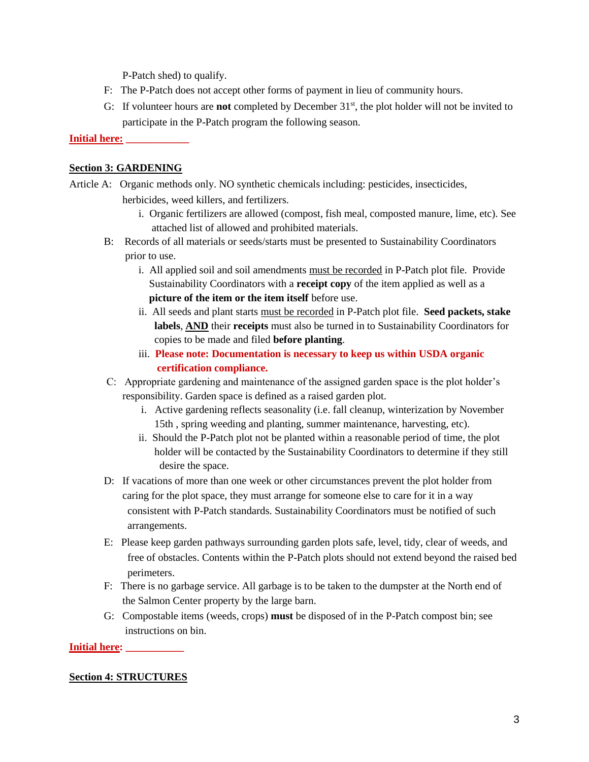P-Patch shed) to qualify.

F: The P-Patch does not accept other forms of payment in lieu of community hours.

G: If volunteer hours are **not** completed by December 31st, the plot holder will not be invited to participate in the P-Patch program the following season.

**Initial here: ___________**

## Section 3: GARDENING

Article A: Organic methods only. NO synthetic chemicals including: pesticides, insecticides, herbicides, weed killers, and fertilizers.

i. Organic fertilizers are allowed (compost, fish meal, composted manure, lime, etc). See attached list of allowed and prohibited materials.

B: Records of all materials or seeds/starts must be presented to Sustainability Coordinators prior to use.

i. All applied soil and soil amendments must be recorded in P-Patch plot file. Provide Sustainability Coordinators with a **receipt copy** of the item applied as well as a **picture of the item or the item itself** before use.

ii. All seeds and plant starts must be recorded in P-Patch plot file. **Seed packets, stake labels**, **AND** their **receipts** must also be turned in to Sustainability Coordinators for copies to be made and filed **before planting**.

iii. **Please note: Documentation is necessary to keep us within USDA organic certification compliance.**

C: Appropriate gardening and maintenance of the assigned garden space is the plot holder's responsibility. Garden space is defined as a raised garden plot.

i. Active gardening reflects seasonality (i.e. fall cleanup, winterization by November 15th , spring weeding and planting, summer maintenance, harvesting, etc).

ii. Should the P-Patch plot not be planted within a reasonable period of time, the plot holder will be contacted by the Sustainability Coordinators to determine if they still desire the space.

D: If vacations of more than one week or other circumstances prevent the plot holder from caring for the plot space, they must arrange for someone else to care for it in a way consistent with P-Patch standards. Sustainability Coordinators must be notified of such arrangements.

E: Please keep garden pathways surrounding garden plots safe, level, tidy, clear of weeds, and free of obstacles. Contents within the P-Patch plots should not extend beyond the raised bed perimeters.

F: There is no garbage service. All garbage is to be taken to the dumpster at the North end of the Salmon Center property by the large barn.

G: Compostable items (weeds, crops) **must** be disposed of in the P-Patch compost bin; see instructions on bin.

**Initial here: __________**

## Section 4: STRUCTURES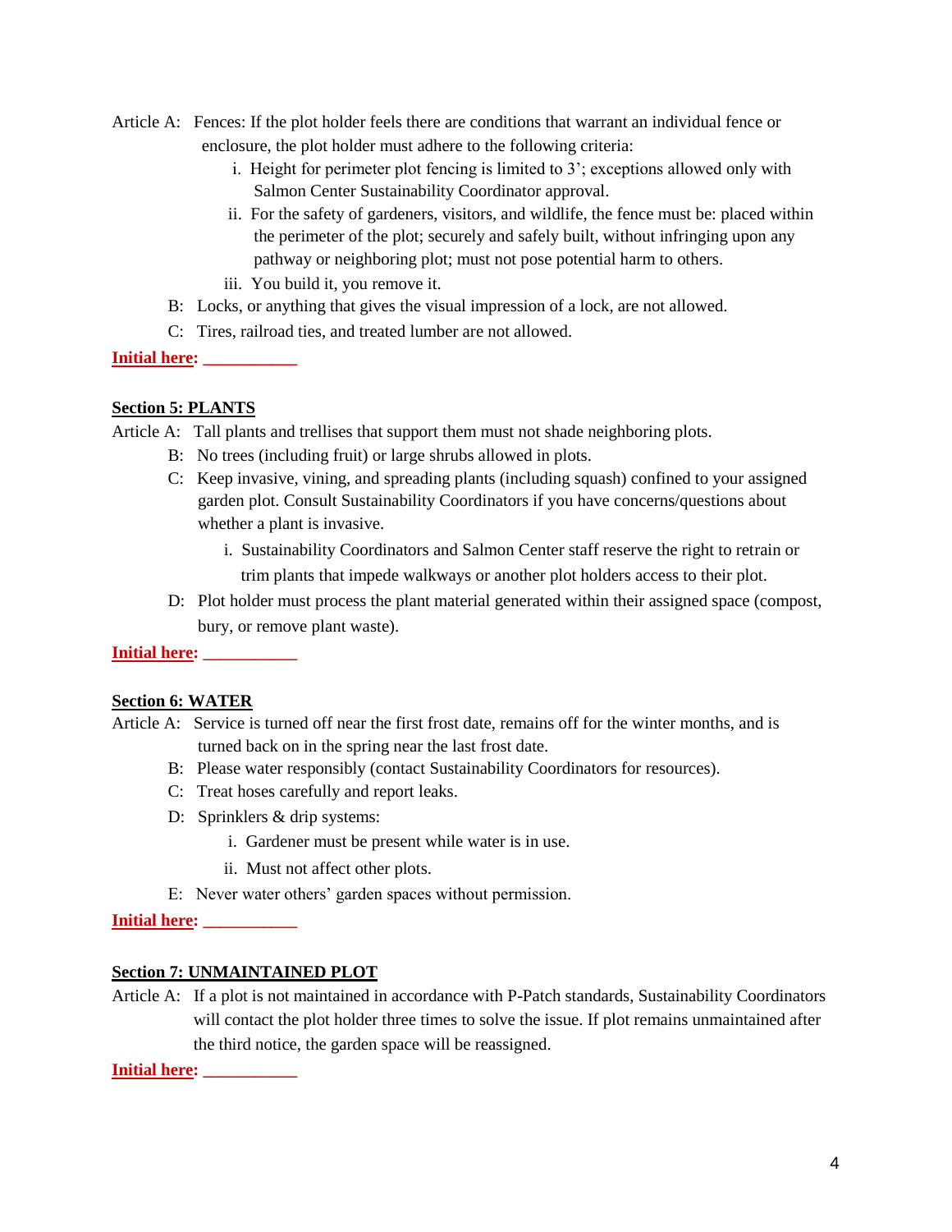Article A: Fences: If the plot holder feels there are conditions that warrant an individual fence or enclosure, the plot holder must adhere to the following criteria:

i. Height for perimeter plot fencing is limited to 3'; exceptions allowed only with Salmon Center Sustainability Coordinator approval.

ii. For the safety of gardeners, visitors, and wildlife, the fence must be: placed within the perimeter of the plot; securely and safely built, without infringing upon any pathway or neighboring plot; must not pose potential harm to others.

iii. You build it, you remove it.

B: Locks, or anything that gives the visual impression of a lock, are not allowed.

C: Tires, railroad ties, and treated lumber are not allowed.

**Initial here: ___________**

**Section 5: PLANTS**

Article A: Tall plants and trellises that support them must not shade neighboring plots.

B: No trees (including fruit) or large shrubs allowed in plots.

C: Keep invasive, vining, and spreading plants (including squash) confined to your assigned garden plot. Consult Sustainability Coordinators if you have concerns/questions about whether a plant is invasive.

i. Sustainability Coordinators and Salmon Center staff reserve the right to retrain or trim plants that impede walkways or another plot holders access to their plot.

D: Plot holder must process the plant material generated within their assigned space (compost, bury, or remove plant waste).

**Initial here: ___________**

**Section 6: WATER**

Article A: Service is turned off near the first frost date, remains off for the winter months, and is turned back on in the spring near the last frost date.

B: Please water responsibly (contact Sustainability Coordinators for resources).

C: Treat hoses carefully and report leaks.

D: Sprinklers & drip systems:

i. Gardener must be present while water is in use.

ii. Must not affect other plots.

E: Never water others' garden spaces without permission.

**Initial here: ___________**

**Section 7: UNMAINTAINED PLOT**

Article A: If a plot is not maintained in accordance with P-Patch standards, Sustainability Coordinators will contact the plot holder three times to solve the issue. If plot remains unmaintained after the third notice, the garden space will be reassigned.

**Initial here: ___________**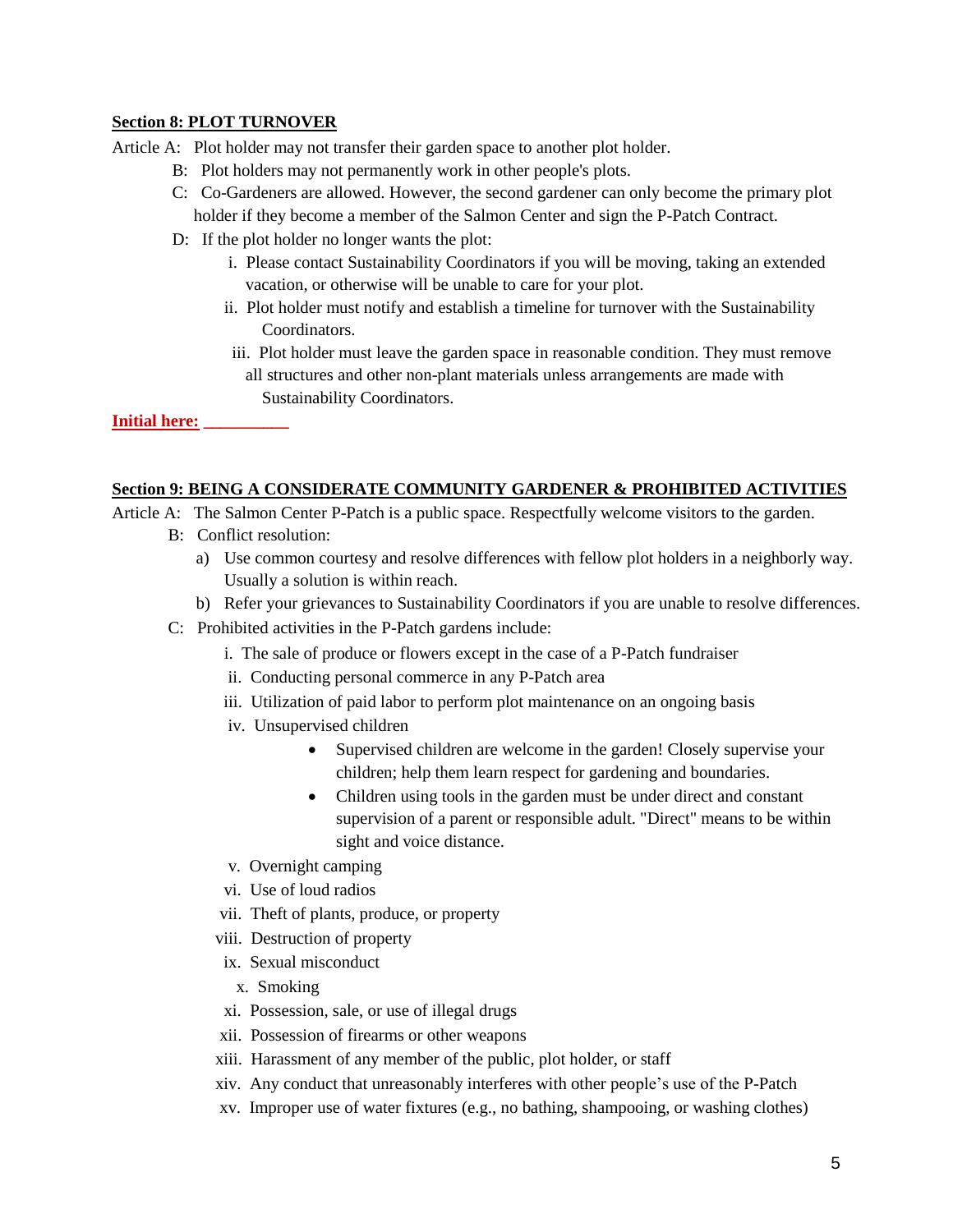**Section 8: PLOT TURNOVER**

Article A: Plot holder may not transfer their garden space to another plot holder.

B: Plot holders may not permanently work in other people's plots.

C: Co-Gardeners are allowed. However, the second gardener can only become the primary plot holder if they become a member of the Salmon Center and sign the P-Patch Contract.

D: If the plot holder no longer wants the plot:

- i. Please contact Sustainability Coordinators if you will be moving, taking an extended vacation, or otherwise will be unable to care for your plot.
- ii. Plot holder must notify and establish a timeline for turnover with the Sustainability Coordinators.
- iii. Plot holder must leave the garden space in reasonable condition. They must remove all structures and other non-plant materials unless arrangements are made with Sustainability Coordinators.

**Initial here: __________**

**Section 9: BEING A CONSIDERATE COMMUNITY GARDENER & PROHIBITED ACTIVITIES**

Article A: The Salmon Center P-Patch is a public space. Respectfully welcome visitors to the garden.

B: Conflict resolution:

- a) Use common courtesy and resolve differences with fellow plot holders in a neighborly way. Usually a solution is within reach.
- b) Refer your grievances to Sustainability Coordinators if you are unable to resolve differences.

C: Prohibited activities in the P-Patch gardens include:

- i. The sale of produce or flowers except in the case of a P-Patch fundraiser
- ii. Conducting personal commerce in any P-Patch area
- iii. Utilization of paid labor to perform plot maintenance on an ongoing basis
- iv. Unsupervised children
  - Supervised children are welcome in the garden! Closely supervise your children; help them learn respect for gardening and boundaries.
  - Children using tools in the garden must be under direct and constant supervision of a parent or responsible adult. "Direct" means to be within sight and voice distance.
- v. Overnight camping
- vi. Use of loud radios
- vii. Theft of plants, produce, or property
- viii. Destruction of property
- ix. Sexual misconduct
- x. Smoking
- xi. Possession, sale, or use of illegal drugs
- xii. Possession of firearms or other weapons
- xiii. Harassment of any member of the public, plot holder, or staff
- xiv. Any conduct that unreasonably interferes with other people's use of the P-Patch
- xv. Improper use of water fixtures (e.g., no bathing, shampooing, or washing clothes)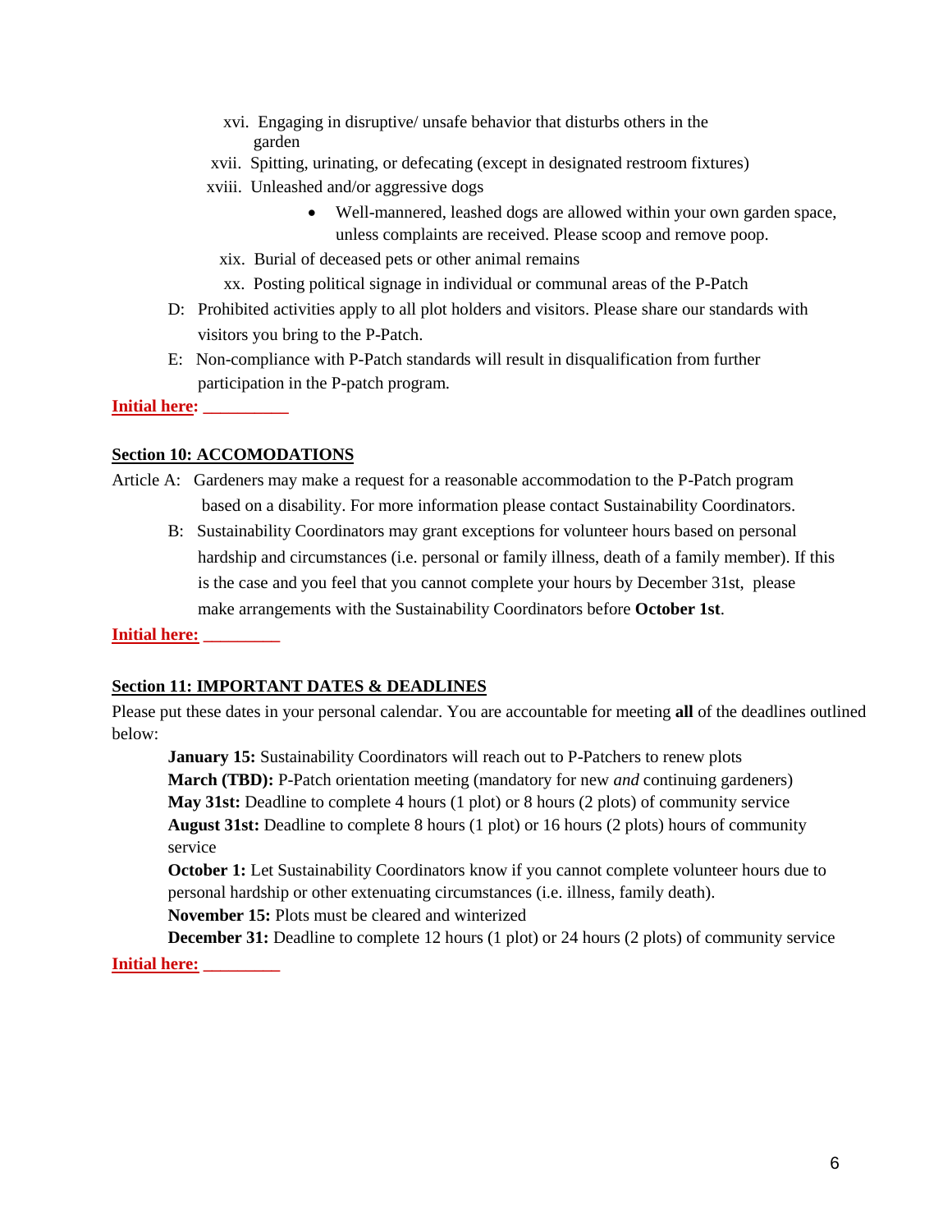xvi. Engaging in disruptive/ unsafe behavior that disturbs others in the garden

xvii. Spitting, urinating, or defecating (except in designated restroom fixtures)

xviii. Unleashed and/or aggressive dogs

- Well-mannered, leashed dogs are allowed within your own garden space, unless complaints are received. Please scoop and remove poop.

xix. Burial of deceased pets or other animal remains

xx. Posting political signage in individual or communal areas of the P-Patch

D: Prohibited activities apply to all plot holders and visitors. Please share our standards with visitors you bring to the P-Patch.

E: Non-compliance with P-Patch standards will result in disqualification from further participation in the P-patch program.

**Initial here: __________**

**Section 10: ACCOMODATIONS**

Article A: Gardeners may make a request for a reasonable accommodation to the P-Patch program based on a disability. For more information please contact Sustainability Coordinators.

B: Sustainability Coordinators may grant exceptions for volunteer hours based on personal hardship and circumstances (i.e. personal or family illness, death of a family member). If this is the case and you feel that you cannot complete your hours by December 31st, please make arrangements with the Sustainability Coordinators before **October 1st**.

**Initial here: _________**

**Section 11: IMPORTANT DATES & DEADLINES**

Please put these dates in your personal calendar. You are accountable for meeting **all** of the deadlines outlined below:

**January 15:** Sustainability Coordinators will reach out to P-Patchers to renew plots
**March (TBD):** P-Patch orientation meeting (mandatory for new *and* continuing gardeners)
**May 31st:** Deadline to complete 4 hours (1 plot) or 8 hours (2 plots) of community service
**August 31st:** Deadline to complete 8 hours (1 plot) or 16 hours (2 plots) hours of community service
**October 1:** Let Sustainability Coordinators know if you cannot complete volunteer hours due to personal hardship or other extenuating circumstances (i.e. illness, family death).
**November 15:** Plots must be cleared and winterized
**December 31:** Deadline to complete 12 hours (1 plot) or 24 hours (2 plots) of community service

**Initial here: _________**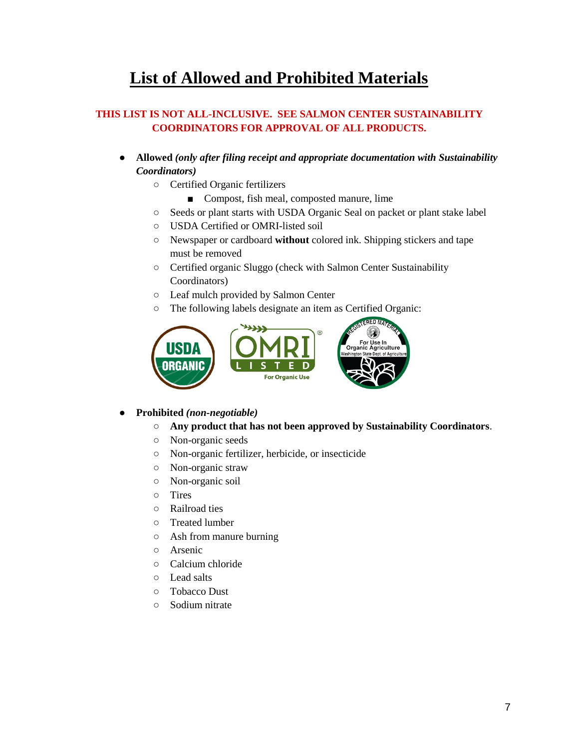# List of Allowed and Prohibited Materials

**THIS LIST IS NOT ALL-INCLUSIVE. SEE SALMON CENTER SUSTAINABILITY COORDINATORS FOR APPROVAL OF ALL PRODUCTS.**

- **Allowed** ***(only after filing receipt and appropriate documentation with Sustainability Coordinators)***
  - Certified Organic fertilizers
    - Compost, fish meal, composted manure, lime
  - Seeds or plant starts with USDA Organic Seal on packet or plant stake label
  - USDA Certified or OMRI-listed soil
  - Newspaper or cardboard **without** colored ink. Shipping stickers and tape must be removed
  - Certified organic Sluggo (check with Salmon Center Sustainability Coordinators)
  - Leaf mulch provided by Salmon Center
  - The following labels designate an item as Certified Organic:

- **Prohibited** ***(non-negotiable)***
  - **Any product that has not been approved by Sustainability Coordinators**.
  - Non-organic seeds
  - Non-organic fertilizer, herbicide, or insecticide
  - Non-organic straw
  - Non-organic soil
  - Tires
  - Railroad ties
  - Treated lumber
  - Ash from manure burning
  - Arsenic
  - Calcium chloride
  - Lead salts
  - Tobacco Dust
  - Sodium nitrate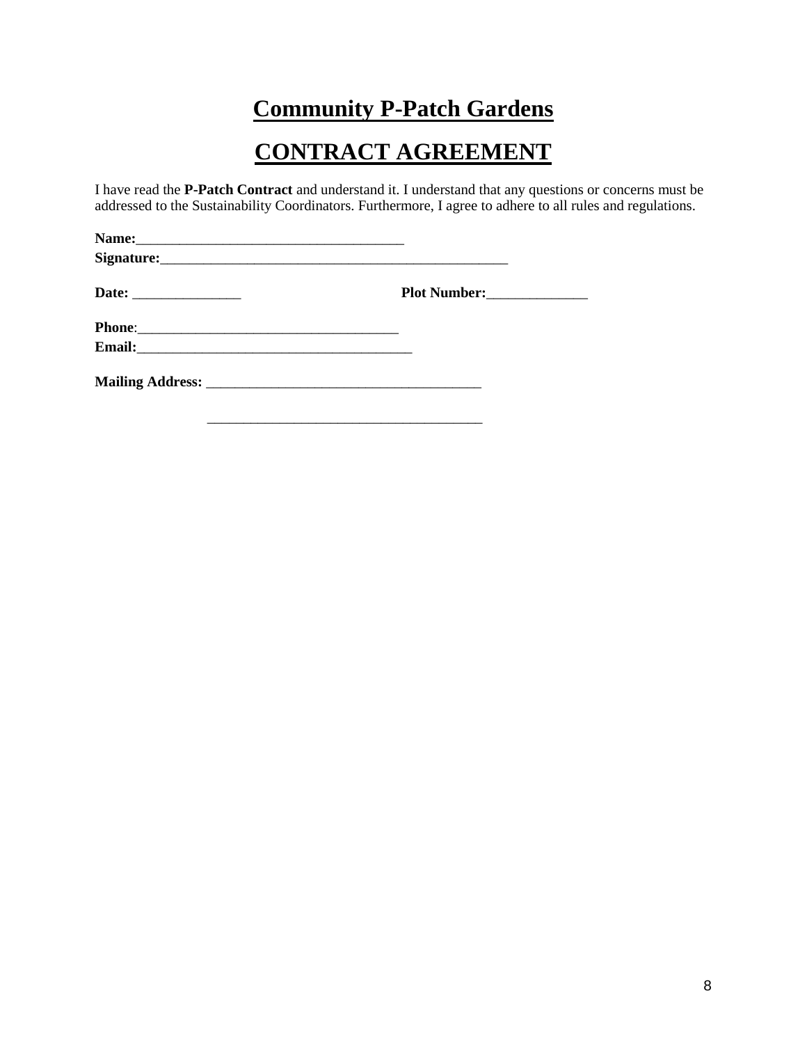# Community P-Patch Gardens

# CONTRACT AGREEMENT

I have read the **P-Patch Contract** and understand it. I understand that any questions or concerns must be addressed to the Sustainability Coordinators. Furthermore, I agree to adhere to all rules and regulations.

**Name:**_____________________________________

**Signature:**_________________________________________________

**Date:** _______________ **Plot Number:**______________

**Phone**:____________________________________

**Email:**______________________________________

**Mailing Address:** ______________________________________

______________________________________